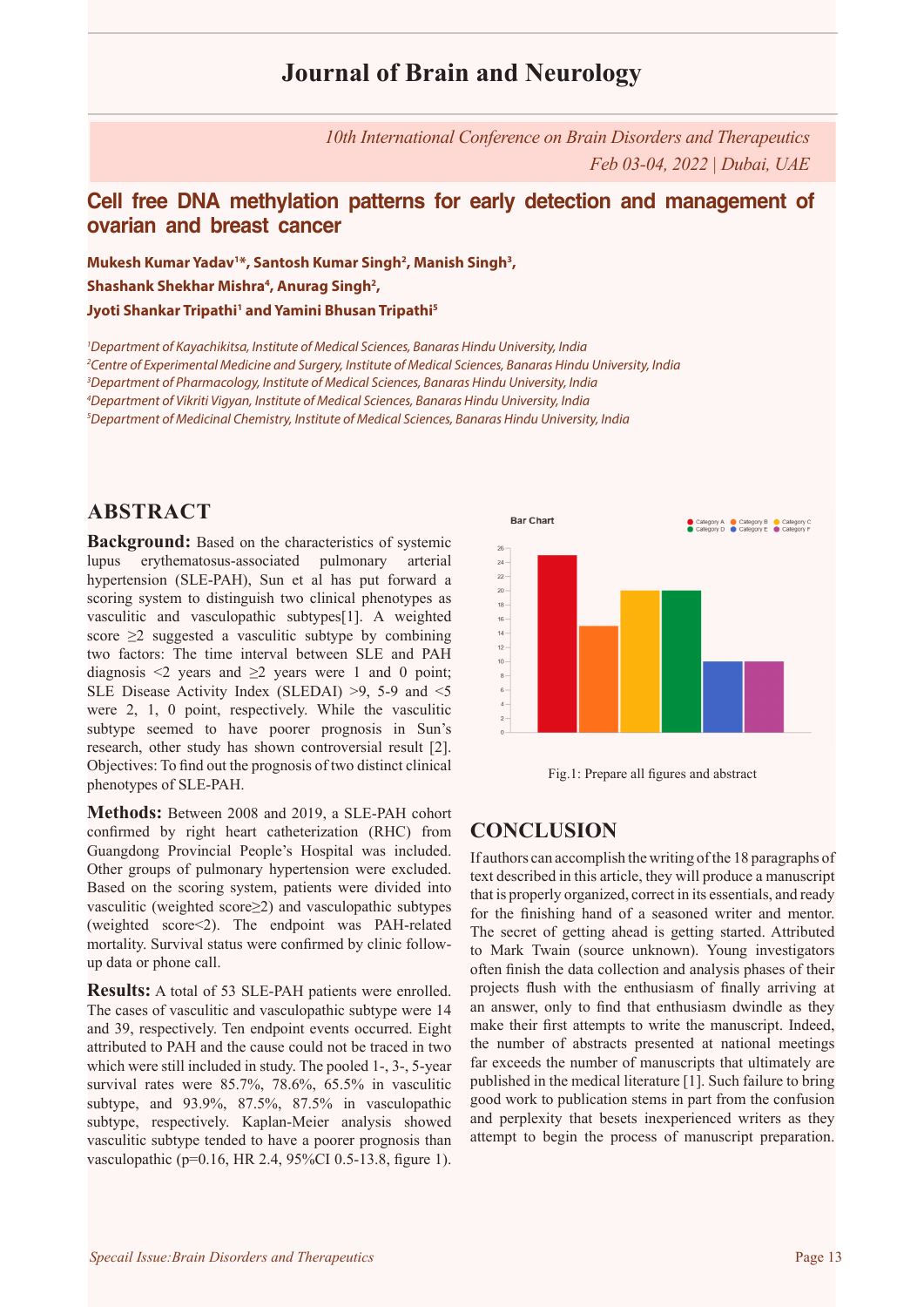# Journal of Brain and Neurology

*10th International Conference on Brain Disorders and Therapeutics*
*Feb 03-04, 2022 | Dubai, UAE*

## Cell free DNA methylation patterns for early detection and management of ovarian and breast cancer

**Mukesh Kumar Yadav[1]*, Santosh Kumar Singh[2], Manish Singh[3], Shashank Shekhar Mishra[4], Anurag Singh[2], Jyoti Shankar Tripathi[1] and Yamini Bhusan Tripathi[5]**

*[1]Department of Kayachikitsa, Institute of Medical Sciences, Banaras Hindu University, India*
*[2]Centre of Experimental Medicine and Surgery, Institute of Medical Sciences, Banaras Hindu University, India*
*[3]Department of Pharmacology, Institute of Medical Sciences, Banaras Hindu University, India*
*[4]Department of Vikriti Vigyan, Institute of Medical Sciences, Banaras Hindu University, India*
*[5]Department of Medicinal Chemistry, Institute of Medical Sciences, Banaras Hindu University, India*

## ABSTRACT

**Background:** Based on the characteristics of systemic lupus erythematosus-associated pulmonary arterial hypertension (SLE-PAH), Sun et al has put forward a scoring system to distinguish two clinical phenotypes as vasculitic and vasculopathic subtypes[1]. A weighted score ≥2 suggested a vasculitic subtype by combining two factors: The time interval between SLE and PAH diagnosis <2 years and ≥2 years were 1 and 0 point; SLE Disease Activity Index (SLEDAI) >9, 5-9 and <5 were 2, 1, 0 point, respectively. While the vasculitic subtype seemed to have poorer prognosis in Sun's research, other study has shown controversial result [2]. Objectives: To find out the prognosis of two distinct clinical phenotypes of SLE-PAH.

**Methods:** Between 2008 and 2019, a SLE-PAH cohort confirmed by right heart catheterization (RHC) from Guangdong Provincial People's Hospital was included. Other groups of pulmonary hypertension were excluded. Based on the scoring system, patients were divided into vasculitic (weighted score≥2) and vasculopathic subtypes (weighted score<2). The endpoint was PAH-related mortality. Survival status were confirmed by clinic follow-up data or phone call.

**Results:** A total of 53 SLE-PAH patients were enrolled. The cases of vasculitic and vasculopathic subtype were 14 and 39, respectively. Ten endpoint events occurred. Eight attributed to PAH and the cause could not be traced in two which were still included in study. The pooled 1-, 3-, 5-year survival rates were 85.7%, 78.6%, 65.5% in vasculitic subtype, and 93.9%, 87.5%, 87.5% in vasculopathic subtype, respectively. Kaplan-Meier analysis showed vasculitic subtype tended to have a poorer prognosis than vasculopathic (p=0.16, HR 2.4, 95%CI 0.5-13.8, figure 1).

Fig.1: Prepare all figures and abstract

## CONCLUSION

If authors can accomplish the writing of the 18 paragraphs of text described in this article, they will produce a manuscript that is properly organized, correct in its essentials, and ready for the finishing hand of a seasoned writer and mentor. The secret of getting ahead is getting started. Attributed to Mark Twain (source unknown). Young investigators often finish the data collection and analysis phases of their projects flush with the enthusiasm of finally arriving at an answer, only to find that enthusiasm dwindle as they make their first attempts to write the manuscript. Indeed, the number of abstracts presented at national meetings far exceeds the number of manuscripts that ultimately are published in the medical literature [1]. Such failure to bring good work to publication stems in part from the confusion and perplexity that besets inexperienced writers as they attempt to begin the process of manuscript preparation.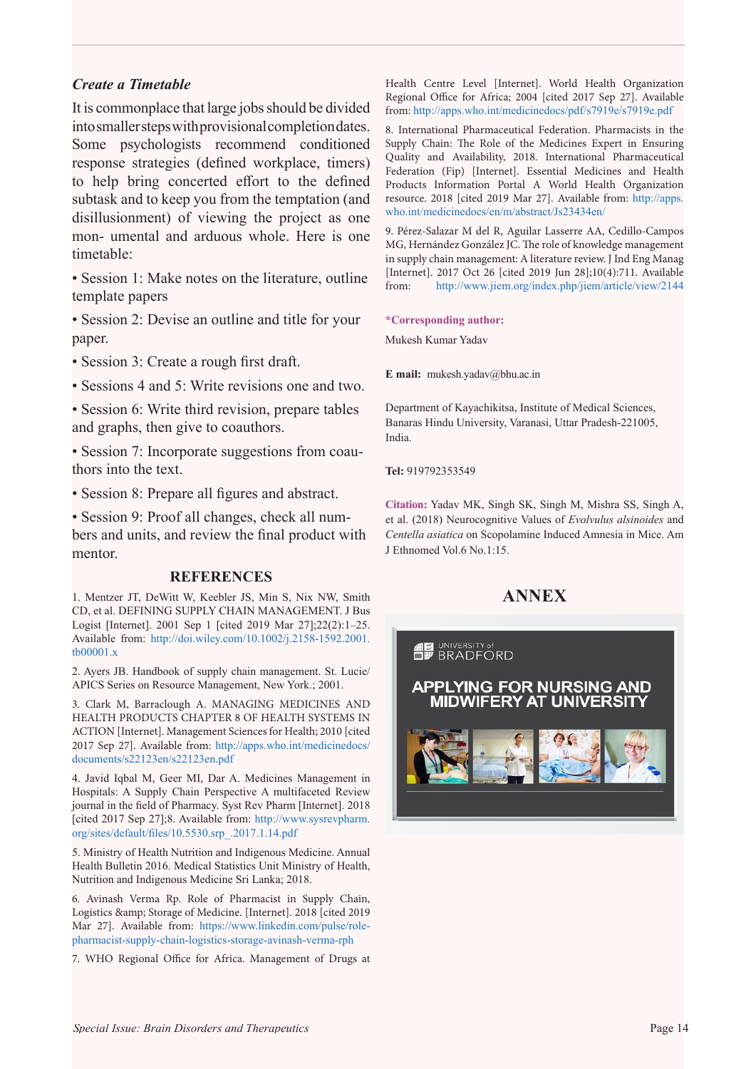### *Create a Timetable*

It is commonplace that large jobs should be divided into smaller steps with provisional completion dates. Some psychologists recommend conditioned response strategies (defined workplace, timers) to help bring concerted effort to the defined subtask and to keep you from the temptation (and disillusionment) of viewing the project as one mon- umental and arduous whole. Here is one timetable:

- Session 1: Make notes on the literature, outline template papers
- Session 2: Devise an outline and title for your paper.
- Session 3: Create a rough first draft.
- Sessions 4 and 5: Write revisions one and two.
- Session 6: Write third revision, prepare tables and graphs, then give to coauthors.
- Session 7: Incorporate suggestions from coau- thors into the text.
- Session 8: Prepare all figures and abstract.
- Session 9: Proof all changes, check all num- bers and units, and review the final product with mentor.

## REFERENCES

1. Mentzer JT, DeWitt W, Keebler JS, Min S, Nix NW, Smith CD, et al. DEFINING SUPPLY CHAIN MANAGEMENT. J Bus Logist [Internet]. 2001 Sep 1 [cited 2019 Mar 27];22(2):1–25. Available from: http://doi.wiley.com/10.1002/j.2158-1592.2001.tb00001.x

2. Ayers JB. Handbook of supply chain management. St. Lucie/ APICS Series on Resource Management, New York.; 2001.

3. Clark M, Barraclough A. MANAGING MEDICINES AND HEALTH PRODUCTS CHAPTER 8 OF HEALTH SYSTEMS IN ACTION [Internet]. Management Sciences for Health; 2010 [cited 2017 Sep 27]. Available from: http://apps.who.int/medicinedocs/documents/s22123en/s22123en.pdf

4. Javid Iqbal M, Geer MI, Dar A. Medicines Management in Hospitals: A Supply Chain Perspective A multifaceted Review journal in the field of Pharmacy. Syst Rev Pharm [Internet]. 2018 [cited 2017 Sep 27];8. Available from: http://www.sysrevpharm.org/sites/default/files/10.5530.srp_.2017.1.14.pdf

5. Ministry of Health Nutrition and Indigenous Medicine. Annual Health Bulletin 2016. Medical Statistics Unit Ministry of Health, Nutrition and Indigenous Medicine Sri Lanka; 2018.

6. Avinash Verma Rp. Role of Pharmacist in Supply Chain, Logistics &amp; Storage of Medicine. [Internet]. 2018 [cited 2019 Mar 27]. Available from: https://www.linkedin.com/pulse/role-pharmacist-supply-chain-logistics-storage-avinash-verma-rph

7. WHO Regional Office for Africa. Management of Drugs at Health Centre Level [Internet]. World Health Organization Regional Office for Africa; 2004 [cited 2017 Sep 27]. Available from: http://apps.who.int/medicinedocs/pdf/s7919e/s7919e.pdf

8. International Pharmaceutical Federation. Pharmacists in the Supply Chain: The Role of the Medicines Expert in Ensuring Quality and Availability, 2018. International Pharmaceutical Federation (Fip) [Internet]. Essential Medicines and Health Products Information Portal A World Health Organization resource. 2018 [cited 2019 Mar 27]. Available from: http://apps.who.int/medicinedocs/en/m/abstract/Js23434en/

9. Pérez-Salazar M del R, Aguilar Lasserre AA, Cedillo-Campos MG, Hernández González JC. The role of knowledge management in supply chain management: A literature review. J Ind Eng Manag [Internet]. 2017 Oct 26 [cited 2019 Jun 28];10(4):711. Available from: http://www.jiem.org/index.php/jiem/article/view/2144

**\*Corresponding author:**

Mukesh Kumar Yadav

**E mail:** mukesh.yadav@bhu.ac.in

Department of Kayachikitsa, Institute of Medical Sciences, Banaras Hindu University, Varanasi, Uttar Pradesh-221005, India.

**Tel:** 919792353549

**Citation:** Yadav MK, Singh SK, Singh M, Mishra SS, Singh A, et al. (2018) Neurocognitive Values of *Evolvulus alsinoides* and *Centella asiatica* on Scopolamine Induced Amnesia in Mice. Am J Ethnomed Vol.6 No.1:15.

## ANNEX

UNIVERSITY of BRADFORD

APPLYING FOR NURSING AND MIDWIFERY AT UNIVERSITY